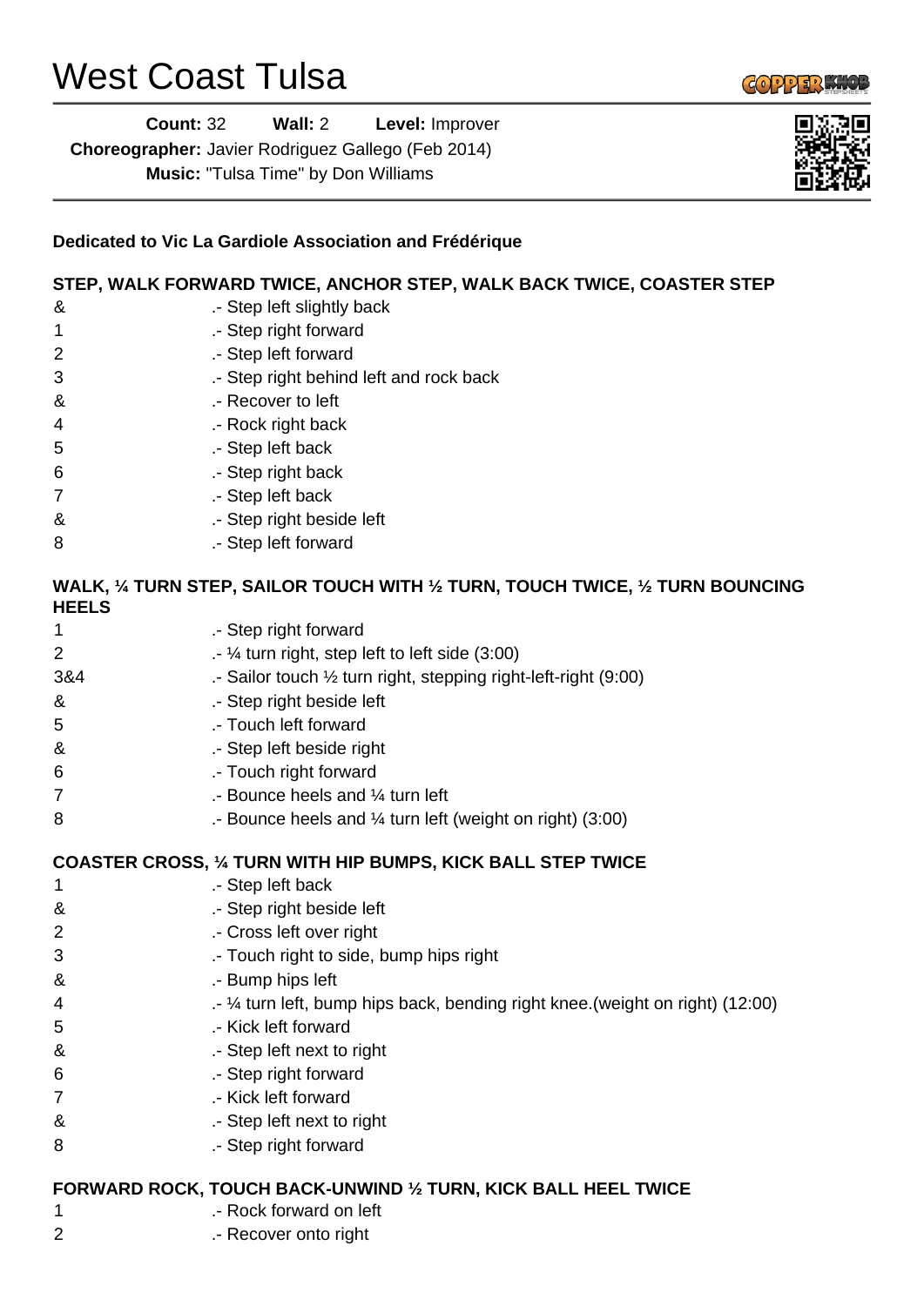# West Coast Tulsa

**Count:** 32 **Wall:** 2 **Level:** Improver
**Choreographer:** Javier Rodriguez Gallego (Feb 2014)
**Music:** "Tulsa Time" by Don Williams

**Dedicated to Vic La Gardiole Association and Frédérique**

**STEP, WALK FORWARD TWICE, ANCHOR STEP, WALK BACK TWICE, COASTER STEP**

| | |
|---|---|
| & | .- Step left slightly back |
| 1 | .- Step right forward |
| 2 | .- Step left forward |
| 3 | .- Step right behind left and rock back |
| & | .- Recover to left |
| 4 | .- Rock right back |
| 5 | .- Step left back |
| 6 | .- Step right back |
| 7 | .- Step left back |
| & | .- Step right beside left |
| 8 | .- Step left forward |

**WALK, ¼ TURN STEP, SAILOR TOUCH WITH ½ TURN, TOUCH TWICE, ½ TURN BOUNCING HEELS**

| | |
|---|---|
| 1 | .- Step right forward |
| 2 | .- ¼ turn right, step left to left side (3:00) |
| 3&4 | .- Sailor touch ½ turn right, stepping right-left-right (9:00) |
| & | .- Step right beside left |
| 5 | .- Touch left forward |
| & | .- Step left beside right |
| 6 | .- Touch right forward |
| 7 | .- Bounce heels and ¼ turn left |
| 8 | .- Bounce heels and ¼ turn left (weight on right) (3:00) |

**COASTER CROSS, ¼ TURN WITH HIP BUMPS, KICK BALL STEP TWICE**

| | |
|---|---|
| 1 | .- Step left back |
| & | .- Step right beside left |
| 2 | .- Cross left over right |
| 3 | .- Touch right to side, bump hips right |
| & | .- Bump hips left |
| 4 | .- ¼ turn left, bump hips back, bending right knee.(weight on right) (12:00) |
| 5 | .- Kick left forward |
| & | .- Step left next to right |
| 6 | .- Step right forward |
| 7 | .- Kick left forward |
| & | .- Step left next to right |
| 8 | .- Step right forward |

**FORWARD ROCK, TOUCH BACK-UNWIND ½ TURN, KICK BALL HEEL TWICE**

| | |
|---|---|
| 1 | .- Rock forward on left |
| 2 | .- Recover onto right |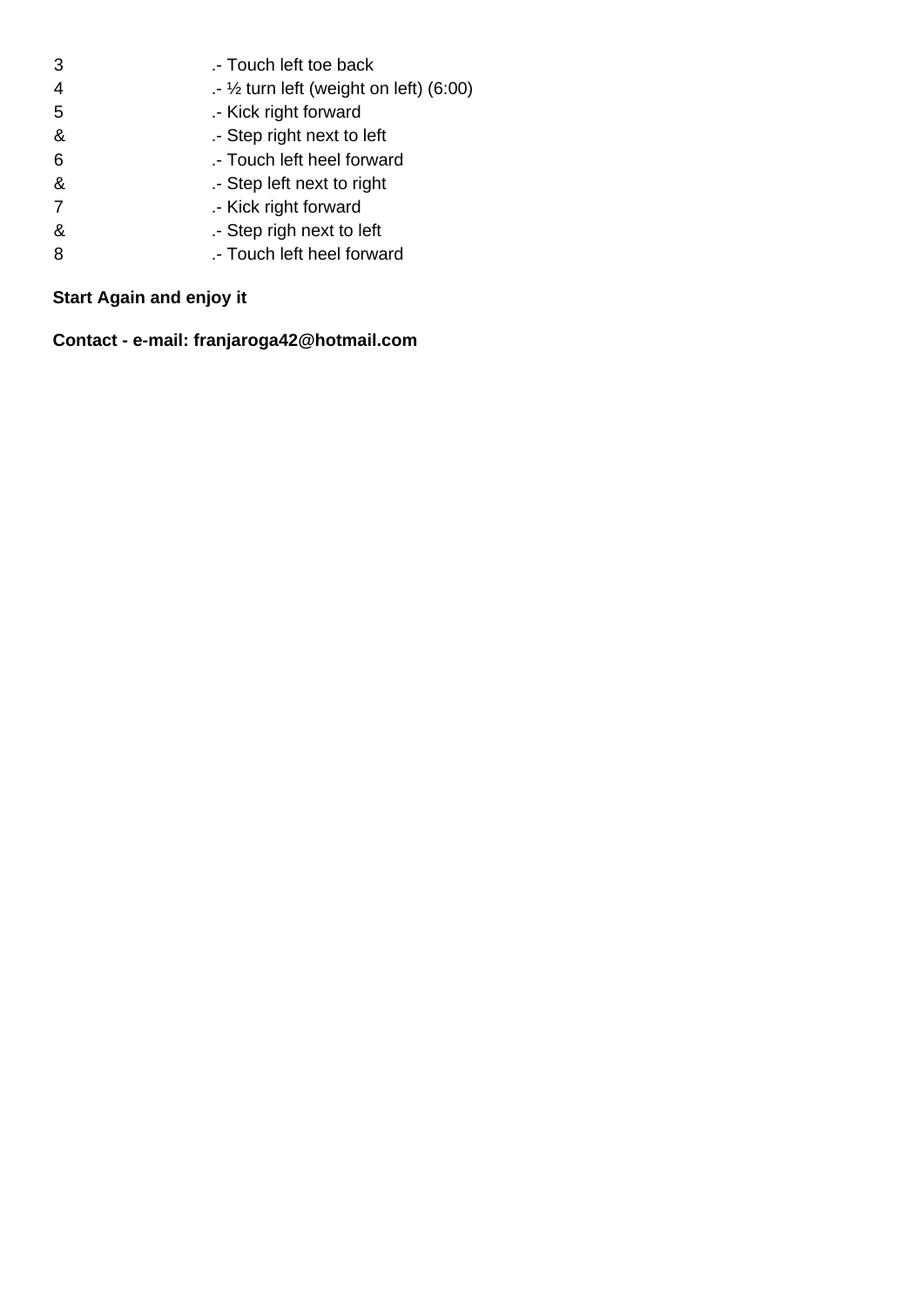| | |
|---|---|
| 3 | .- Touch left toe back |
| 4 | .- ½ turn left (weight on left) (6:00) |
| 5 | .- Kick right forward |
| & | .- Step right next to left |
| 6 | .- Touch left heel forward |
| & | .- Step left next to right |
| 7 | .- Kick right forward |
| & | .- Step righ next to left |
| 8 | .- Touch left heel forward |

**Start Again and enjoy it**

**Contact - e-mail: franjaroga42@hotmail.com**